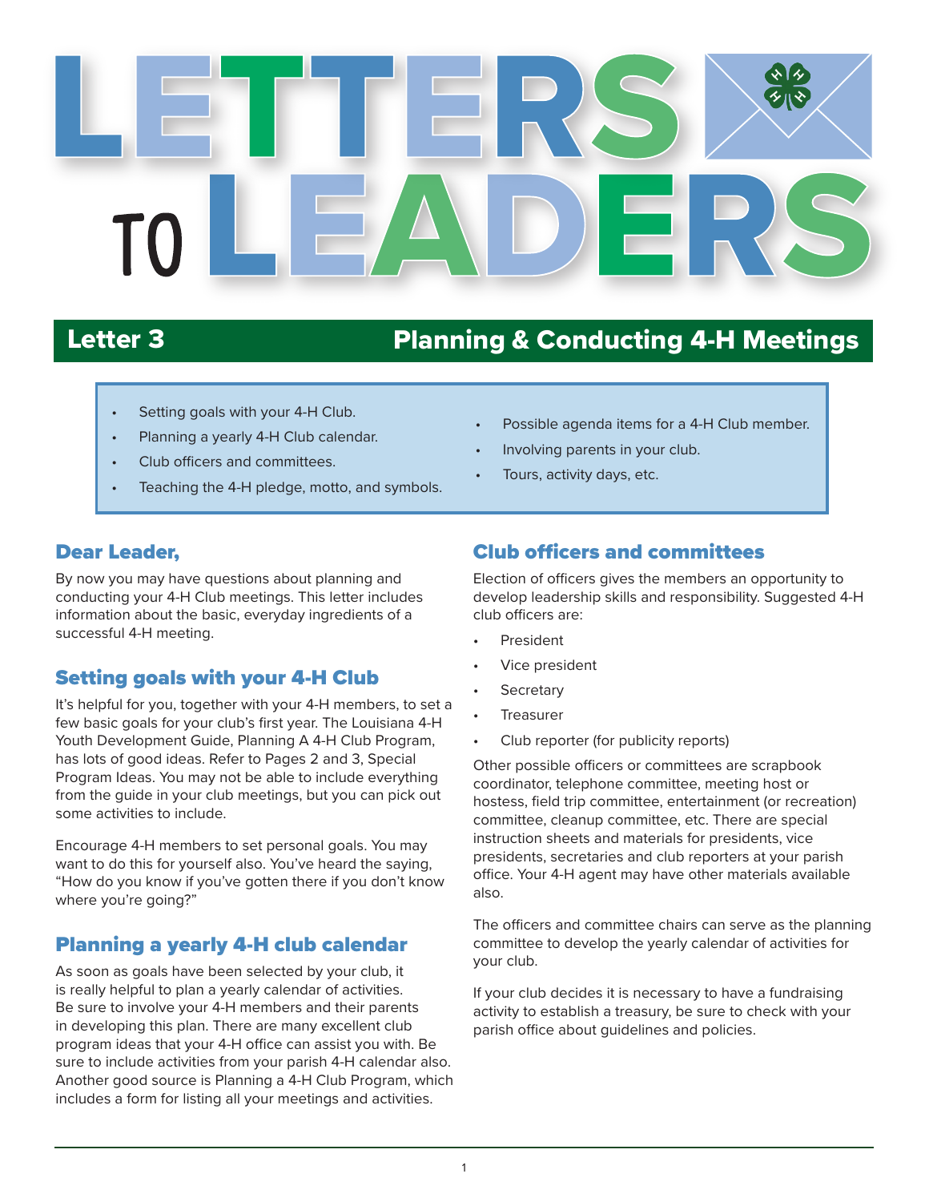# Letters to Leaders

## Letter 3 — Planning & Conducting 4-H Meetings

- Setting goals with your 4-H Club.
- Planning a yearly 4-H Club calendar.
- Club officers and committees.
- Teaching the 4-H pledge, motto, and symbols.
- Possible agenda items for a 4-H Club member.
- Involving parents in your club.
- Tours, activity days, etc.

### Dear Leader,

By now you may have questions about planning and conducting your 4-H Club meetings. This letter includes information about the basic, everyday ingredients of a successful 4-H meeting.

### Setting goals with your 4-H Club

It's helpful for you, together with your 4-H members, to set a few basic goals for your club's first year. The Louisiana 4-H Youth Development Guide, Planning A 4-H Club Program, has lots of good ideas. Refer to Pages 2 and 3, Special Program Ideas. You may not be able to include everything from the guide in your club meetings, but you can pick out some activities to include.

Encourage 4-H members to set personal goals. You may want to do this for yourself also. You've heard the saying, "How do you know if you've gotten there if you don't know where you're going?"

### Planning a yearly 4-H club calendar

As soon as goals have been selected by your club, it is really helpful to plan a yearly calendar of activities. Be sure to involve your 4-H members and their parents in developing this plan. There are many excellent club program ideas that your 4-H office can assist you with. Be sure to include activities from your parish 4-H calendar also. Another good source is Planning a 4-H Club Program, which includes a form for listing all your meetings and activities.

### Club officers and committees

Election of officers gives the members an opportunity to develop leadership skills and responsibility. Suggested 4-H club officers are:

- President
- Vice president
- Secretary
- Treasurer
- Club reporter (for publicity reports)

Other possible officers or committees are scrapbook coordinator, telephone committee, meeting host or hostess, field trip committee, entertainment (or recreation) committee, cleanup committee, etc. There are special instruction sheets and materials for presidents, vice presidents, secretaries and club reporters at your parish office. Your 4-H agent may have other materials available also.

The officers and committee chairs can serve as the planning committee to develop the yearly calendar of activities for your club.

If your club decides it is necessary to have a fundraising activity to establish a treasury, be sure to check with your parish office about guidelines and policies.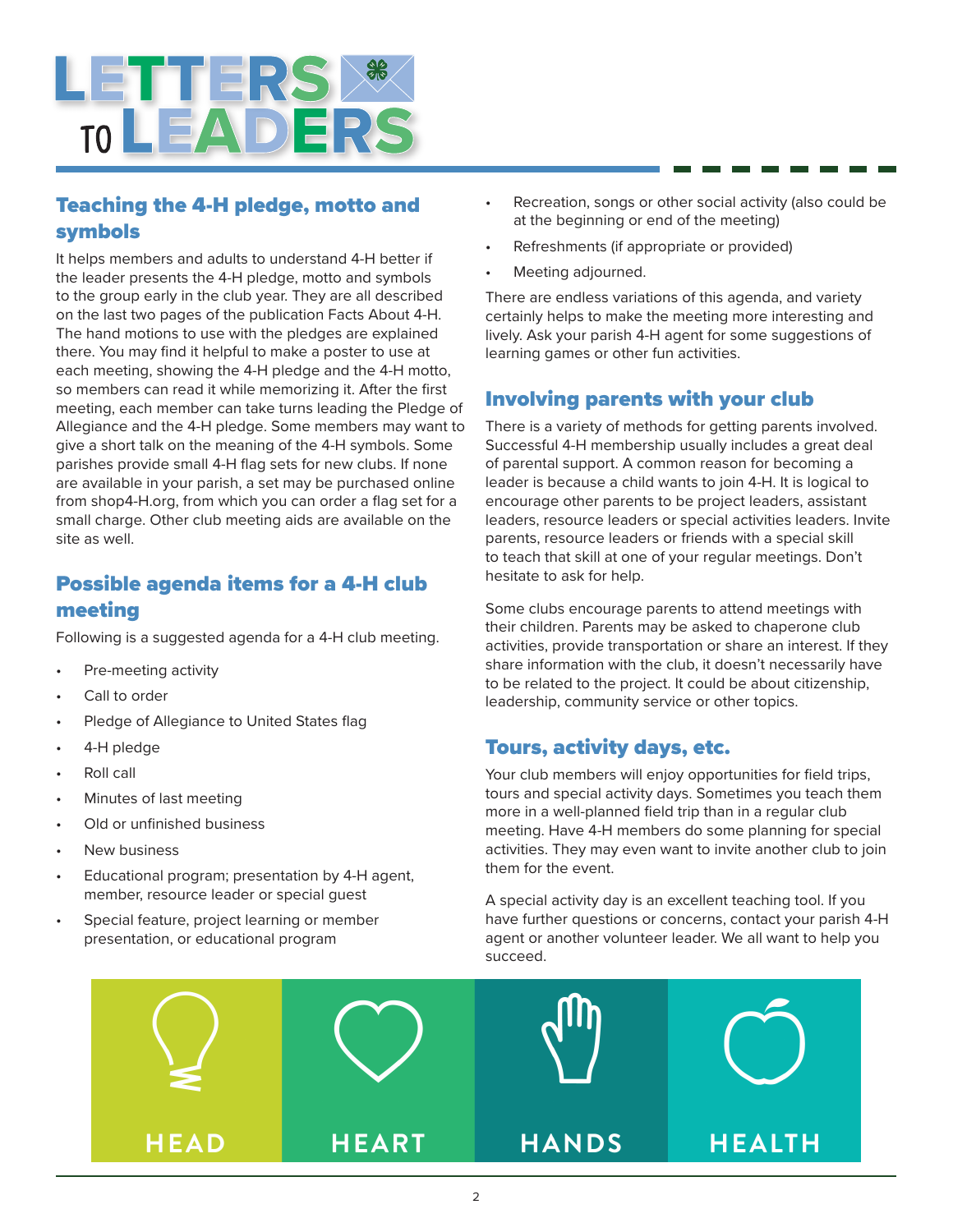# LETTERS TO LEADERS

## Teaching the 4-H pledge, motto and symbols

It helps members and adults to understand 4-H better if the leader presents the 4-H pledge, motto and symbols to the group early in the club year. They are all described on the last two pages of the publication Facts About 4-H. The hand motions to use with the pledges are explained there. You may find it helpful to make a poster to use at each meeting, showing the 4-H pledge and the 4-H motto, so members can read it while memorizing it. After the first meeting, each member can take turns leading the Pledge of Allegiance and the 4-H pledge. Some members may want to give a short talk on the meaning of the 4-H symbols. Some parishes provide small 4-H flag sets for new clubs. If none are available in your parish, a set may be purchased online from shop4-H.org, from which you can order a flag set for a small charge. Other club meeting aids are available on the site as well.

## Possible agenda items for a 4-H club meeting

Following is a suggested agenda for a 4-H club meeting.

- Pre-meeting activity
- Call to order
- Pledge of Allegiance to United States flag
- 4-H pledge
- Roll call
- Minutes of last meeting
- Old or unfinished business
- New business
- Educational program; presentation by 4-H agent, member, resource leader or special guest
- Special feature, project learning or member presentation, or educational program
- Recreation, songs or other social activity (also could be at the beginning or end of the meeting)
- Refreshments (if appropriate or provided)
- Meeting adjourned.

There are endless variations of this agenda, and variety certainly helps to make the meeting more interesting and lively. Ask your parish 4-H agent for some suggestions of learning games or other fun activities.

## Involving parents with your club

There is a variety of methods for getting parents involved. Successful 4-H membership usually includes a great deal of parental support. A common reason for becoming a leader is because a child wants to join 4-H. It is logical to encourage other parents to be project leaders, assistant leaders, resource leaders or special activities leaders. Invite parents, resource leaders or friends with a special skill to teach that skill at one of your regular meetings. Don't hesitate to ask for help.

Some clubs encourage parents to attend meetings with their children. Parents may be asked to chaperone club activities, provide transportation or share an interest. If they share information with the club, it doesn't necessarily have to be related to the project. It could be about citizenship, leadership, community service or other topics.

## Tours, activity days, etc.

Your club members will enjoy opportunities for field trips, tours and special activity days. Sometimes you teach them more in a well-planned field trip than in a regular club meeting. Have 4-H members do some planning for special activities. They may even want to invite another club to join them for the event.

A special activity day is an excellent teaching tool. If you have further questions or concerns, contact your parish 4-H agent or another volunteer leader. We all want to help you succeed.

HEAD | HEART | HANDS | HEALTH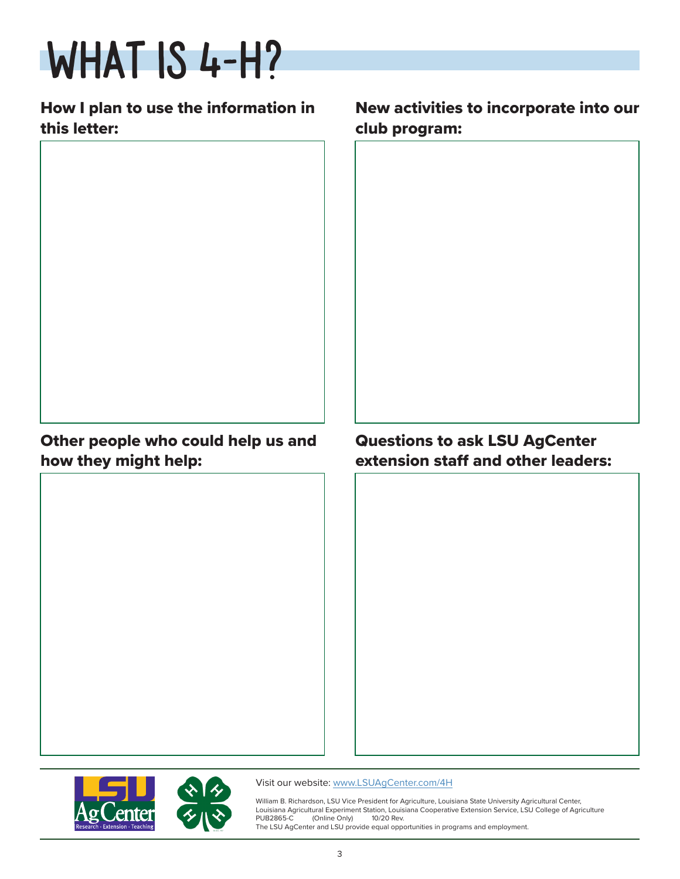# WHAT IS 4-H?

**How I plan to use the information in this letter:**

**New activities to incorporate into our club program:**

**Other people who could help us and how they might help:**

**Questions to ask LSU AgCenter extension staff and other leaders:**

Visit our website: www.LSUAgCenter.com/4H

William B. Richardson, LSU Vice President for Agriculture, Louisiana State University Agricultural Center,
Louisiana Agricultural Experiment Station, Louisiana Cooperative Extension Service, LSU College of Agriculture
PUB2865-C (Online Only) 10/20 Rev.
The LSU AgCenter and LSU provide equal opportunities in programs and employment.